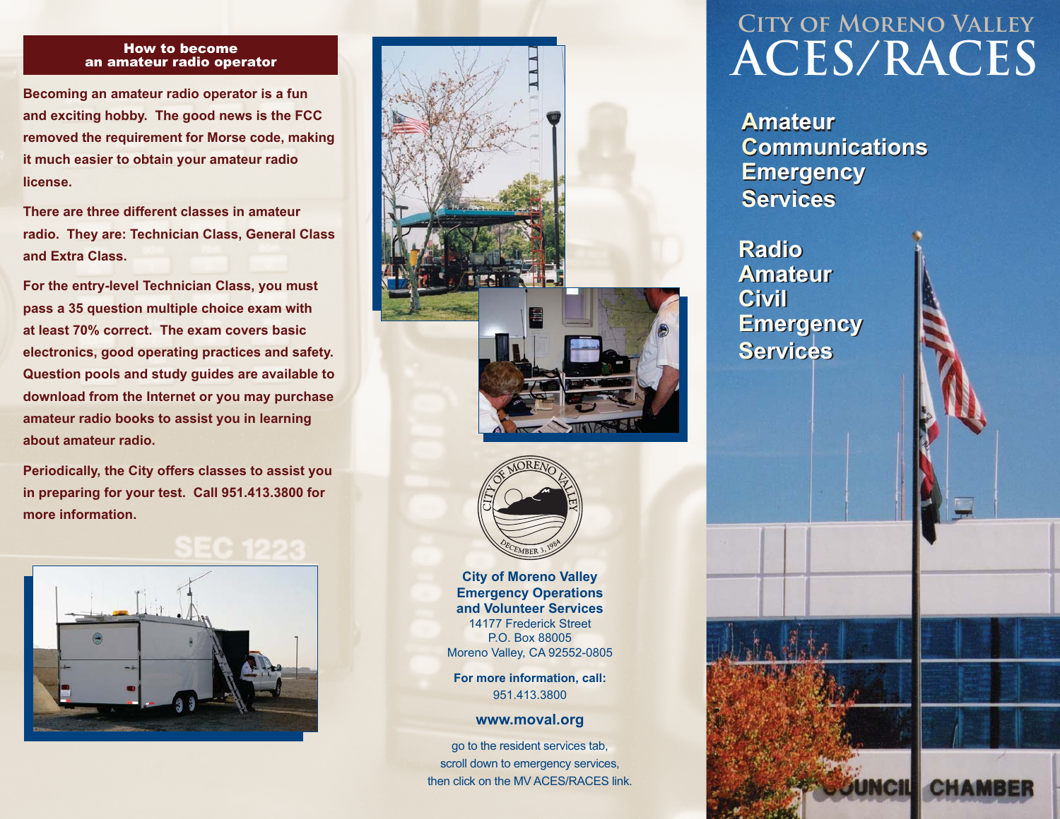# City of Moreno Valley ACES/RACES

**Amateur**
**Communications**
**Emergency**
**Services**

**Radio**
**Amateur**
**Civil**
**Emergency**
**Services**

## How to become an amateur radio operator

**Becoming an amateur radio operator is a fun and exciting hobby. The good news is the FCC removed the requirement for Morse code, making it much easier to obtain your amateur radio license.**

**There are three different classes in amateur radio. They are: Technician Class, General Class and Extra Class.**

**For the entry-level Technician Class, you must pass a 35 question multiple choice exam with at least 70% correct. The exam covers basic electronics, good operating practices and safety. Question pools and study guides are available to download from the Internet or you may purchase amateur radio books to assist you in learning about amateur radio.**

**Periodically, the City offers classes to assist you in preparing for your test. Call 951.413.3800 for more information.**

**City of Moreno Valley**
**Emergency Operations**
**and Volunteer Services**
14177 Frederick Street
P.O. Box 88005
Moreno Valley, CA 92552-0805

**For more information, call:**
951.413.3800

**www.moval.org**

go to the resident services tab,
scroll down to emergency services,
then click on the MV ACES/RACES link.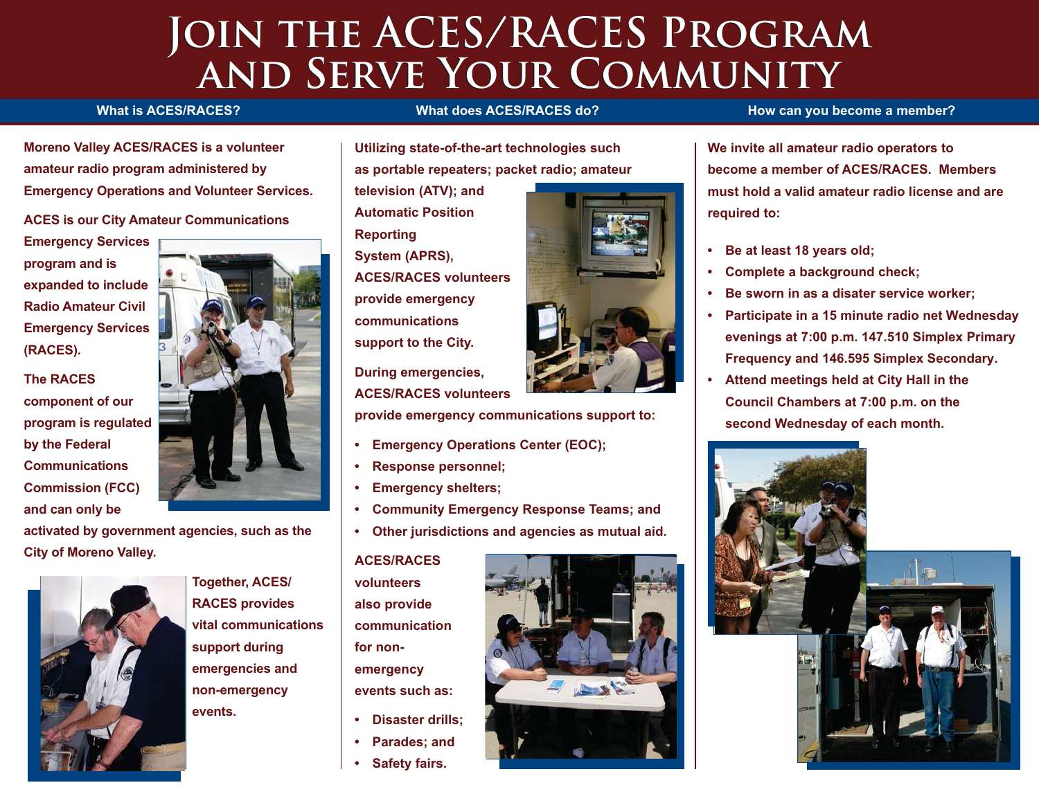# Join the ACES/RACES Program and Serve Your Community

## What is ACES/RACES?

**Moreno Valley ACES/RACES is a volunteer amateur radio program administered by Emergency Operations and Volunteer Services.**

**ACES is our City Amateur Communications Emergency Services program and is expanded to include Radio Amateur Civil Emergency Services (RACES).**

**The RACES component of our program is regulated by the Federal Communications Commission (FCC) and can only be activated by government agencies, such as the City of Moreno Valley.**

**Together, ACES/RACES provides vital communications support during emergencies and non-emergency events.**

## What does ACES/RACES do?

**Utilizing state-of-the-art technologies such as portable repeaters; packet radio; amateur television (ATV); and Automatic Position Reporting System (APRS), ACES/RACES volunteers provide emergency communications support to the City.**

**During emergencies, ACES/RACES volunteers provide emergency communications support to:**

- **Emergency Operations Center (EOC);**
- **Response personnel;**
- **Emergency shelters;**
- **Community Emergency Response Teams; and**
- **Other jurisdictions and agencies as mutual aid.**

**ACES/RACES volunteers also provide communication for non-emergency events such as:**

- **Disaster drills;**
- **Parades; and**
- **Safety fairs.**

## How can you become a member?

**We invite all amateur radio operators to become a member of ACES/RACES. Members must hold a valid amateur radio license and are required to:**

- **Be at least 18 years old;**
- **Complete a background check;**
- **Be sworn in as a disater service worker;**
- **Participate in a 15 minute radio net Wednesday evenings at 7:00 p.m. 147.510 Simplex Primary Frequency and 146.595 Simplex Secondary.**
- **Attend meetings held at City Hall in the Council Chambers at 7:00 p.m. on the second Wednesday of each month.**